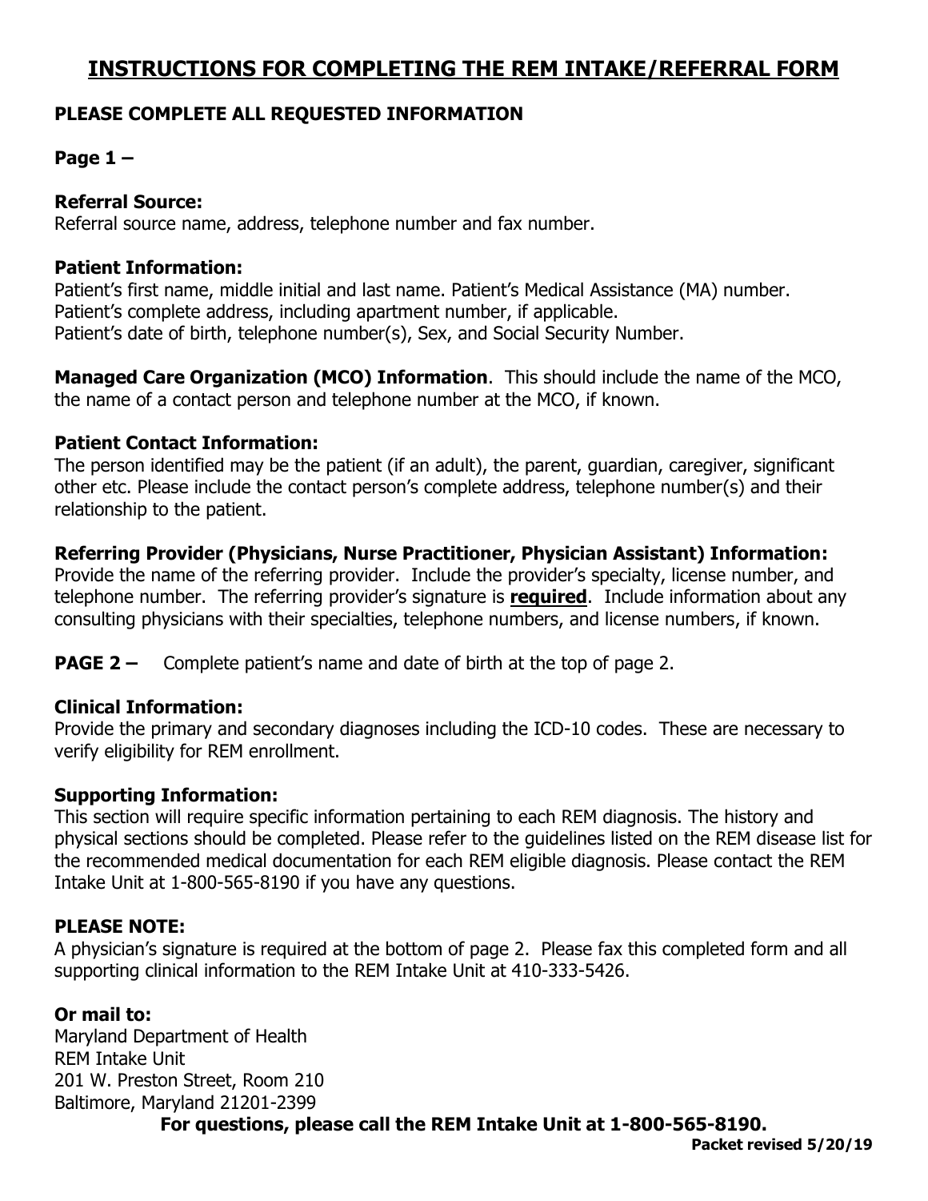# INSTRUCTIONS FOR COMPLETING THE REM INTAKE/REFERRAL FORM

**PLEASE COMPLETE ALL REQUESTED INFORMATION**

**Page 1 –**

**Referral Source:**
Referral source name, address, telephone number and fax number.

**Patient Information:**
Patient's first name, middle initial and last name. Patient's Medical Assistance (MA) number.
Patient's complete address, including apartment number, if applicable.
Patient's date of birth, telephone number(s), Sex, and Social Security Number.

**Managed Care Organization (MCO) Information**. This should include the name of the MCO, the name of a contact person and telephone number at the MCO, if known.

**Patient Contact Information:**
The person identified may be the patient (if an adult), the parent, guardian, caregiver, significant other etc. Please include the contact person's complete address, telephone number(s) and their relationship to the patient.

**Referring Provider (Physicians, Nurse Practitioner, Physician Assistant) Information:**
Provide the name of the referring provider. Include the provider's specialty, license number, and telephone number. The referring provider's signature is **required**. Include information about any consulting physicians with their specialties, telephone numbers, and license numbers, if known.

**PAGE 2 –** Complete patient's name and date of birth at the top of page 2.

**Clinical Information:**
Provide the primary and secondary diagnoses including the ICD-10 codes. These are necessary to verify eligibility for REM enrollment.

**Supporting Information:**
This section will require specific information pertaining to each REM diagnosis. The history and physical sections should be completed. Please refer to the guidelines listed on the REM disease list for the recommended medical documentation for each REM eligible diagnosis. Please contact the REM Intake Unit at 1-800-565-8190 if you have any questions.

**PLEASE NOTE:**
A physician's signature is required at the bottom of page 2. Please fax this completed form and all supporting clinical information to the REM Intake Unit at 410-333-5426.

**Or mail to:**
Maryland Department of Health
REM Intake Unit
201 W. Preston Street, Room 210
Baltimore, Maryland 21201-2399

**For questions, please call the REM Intake Unit at 1-800-565-8190.**

**Packet revised 5/20/19**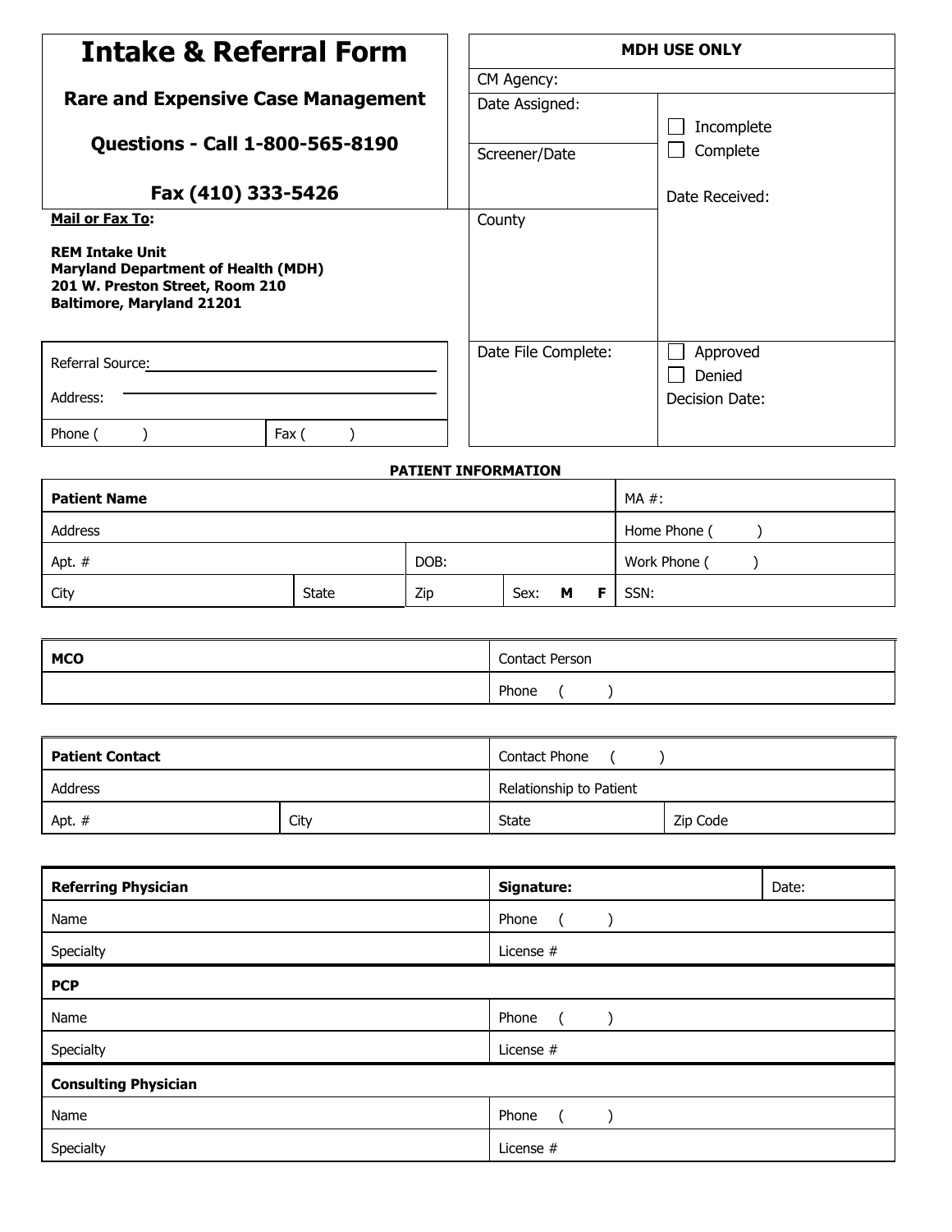# Intake & Referral Form

**Rare and Expensive Case Management**

**Questions - Call 1-800-565-8190**

**Fax (410) 333-5426**

**Mail or Fax To:**

**REM Intake Unit**
**Maryland Department of Health (MDH)**
**201 W. Preston Street, Room 210**
**Baltimore, Maryland 21201**

| | |
|---|---|
| Referral Source: | |
| Address: | |
| Phone ( ) | Fax ( ) |

| **MDH USE ONLY** | |
|---|---|
| CM Agency: | |
| Date Assigned: | ☐ Incomplete ☐ Complete |
| Screener/Date | Date Received: |
| County | |
| Date File Complete: | ☐ Approved ☐ Denied Decision Date: |

**PATIENT INFORMATION**

| **Patient Name** | | | | MA #: |
|---|---|---|---|---|
| Address | | | | Home Phone ( ) |
| Apt. # | | DOB: | | Work Phone ( ) |
| City | State | Zip | Sex: **M** **F** | SSN: |

| **MCO** | Contact Person |
|---|---|
| | Phone ( ) |

| **Patient Contact** | | Contact Phone ( ) | |
|---|---|---|---|
| Address | | Relationship to Patient | |
| Apt. # | City | State | Zip Code |

| **Referring Physician** | **Signature:** | Date: |
|---|---|---|
| Name | Phone ( ) | |
| Specialty | License # | |
| **PCP** | | |
| Name | Phone ( ) | |
| Specialty | License # | |
| **Consulting Physician** | | |
| Name | Phone ( ) | |
| Specialty | License # | |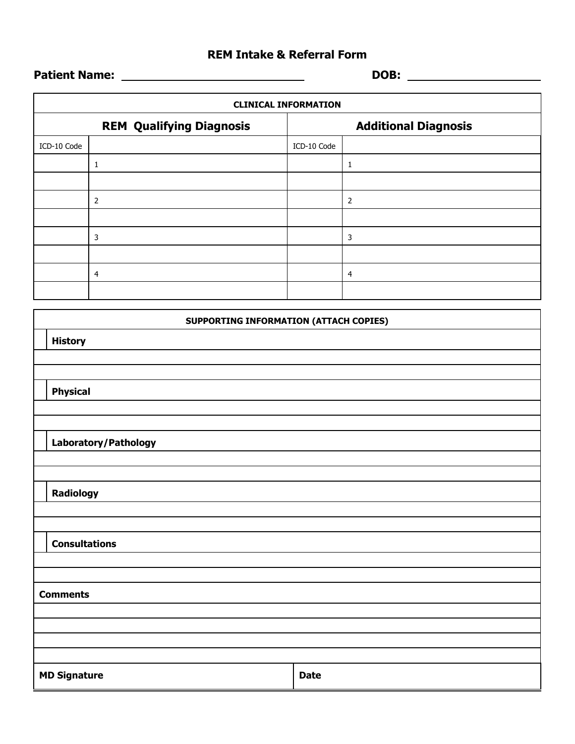# REM Intake & Referral Form

**Patient Name:** ______________________________ **DOB:** ______________________

| CLINICAL INFORMATION | | | |
|---|---|---|---|
| **REM Qualifying Diagnosis** | | **Additional Diagnosis** | |
| ICD-10 Code | | ICD-10 Code | |
| | 1 | | 1 |
| | | | |
| | 2 | | 2 |
| | | | |
| | 3 | | 3 |
| | | | |
| | 4 | | 4 |
| | | | |

| SUPPORTING INFORMATION (ATTACH COPIES) | |
|---|---|
| | **History** |
| | |
| | |
| | **Physical** |
| | |
| | |
| | **Laboratory/Pathology** |
| | |
| | |
| | **Radiology** |
| | |
| | |
| | **Consultations** |
| | |
| | |

| **Comments** | |
|---|---|
| | |
| | |
| | |
| | |
| **MD Signature** | **Date** |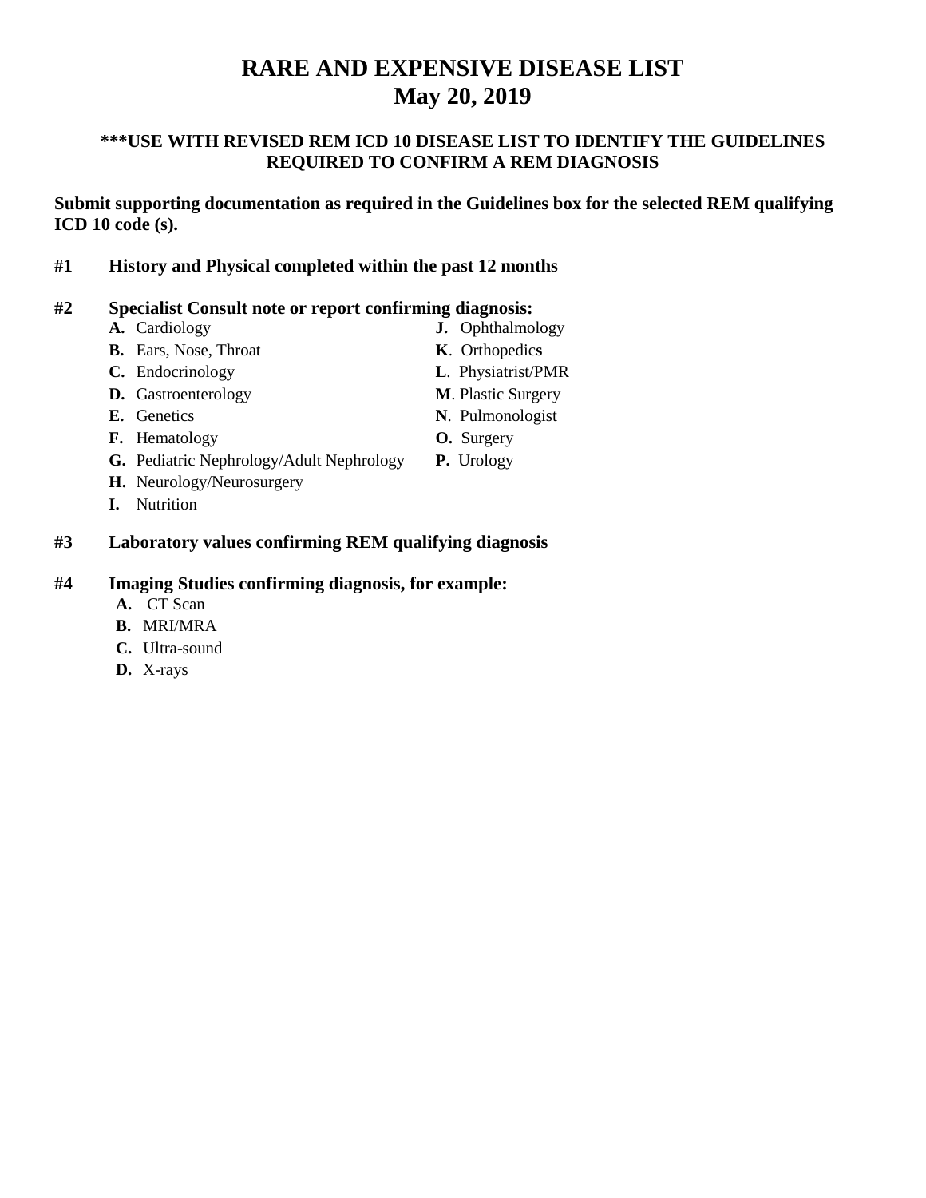# RARE AND EXPENSIVE DISEASE LIST
# May 20, 2019

**\*\*\*USE WITH REVISED REM ICD 10 DISEASE LIST TO IDENTIFY THE GUIDELINES REQUIRED TO CONFIRM A REM DIAGNOSIS**

**Submit supporting documentation as required in the Guidelines box for the selected REM qualifying ICD 10 code (s).**

**#1 History and Physical completed within the past 12 months**

**#2 Specialist Consult note or report confirming diagnosis:**

- **A.** Cardiology
- **B.** Ears, Nose, Throat
- **C.** Endocrinology
- **D.** Gastroenterology
- **E.** Genetics
- **F.** Hematology
- **G.** Pediatric Nephrology/Adult Nephrology
- **H.** Neurology/Neurosurgery
- **I.** Nutrition
- **J.** Ophthalmology
- **K**. Orthopedics
- **L**. Physiatrist/PMR
- **M**. Plastic Surgery
- **N**. Pulmonologist
- **O.** Surgery
- **P.** Urology

**#3 Laboratory values confirming REM qualifying diagnosis**

**#4 Imaging Studies confirming diagnosis, for example:**

- **A.** CT Scan
- **B.** MRI/MRA
- **C.** Ultra-sound
- **D.** X-rays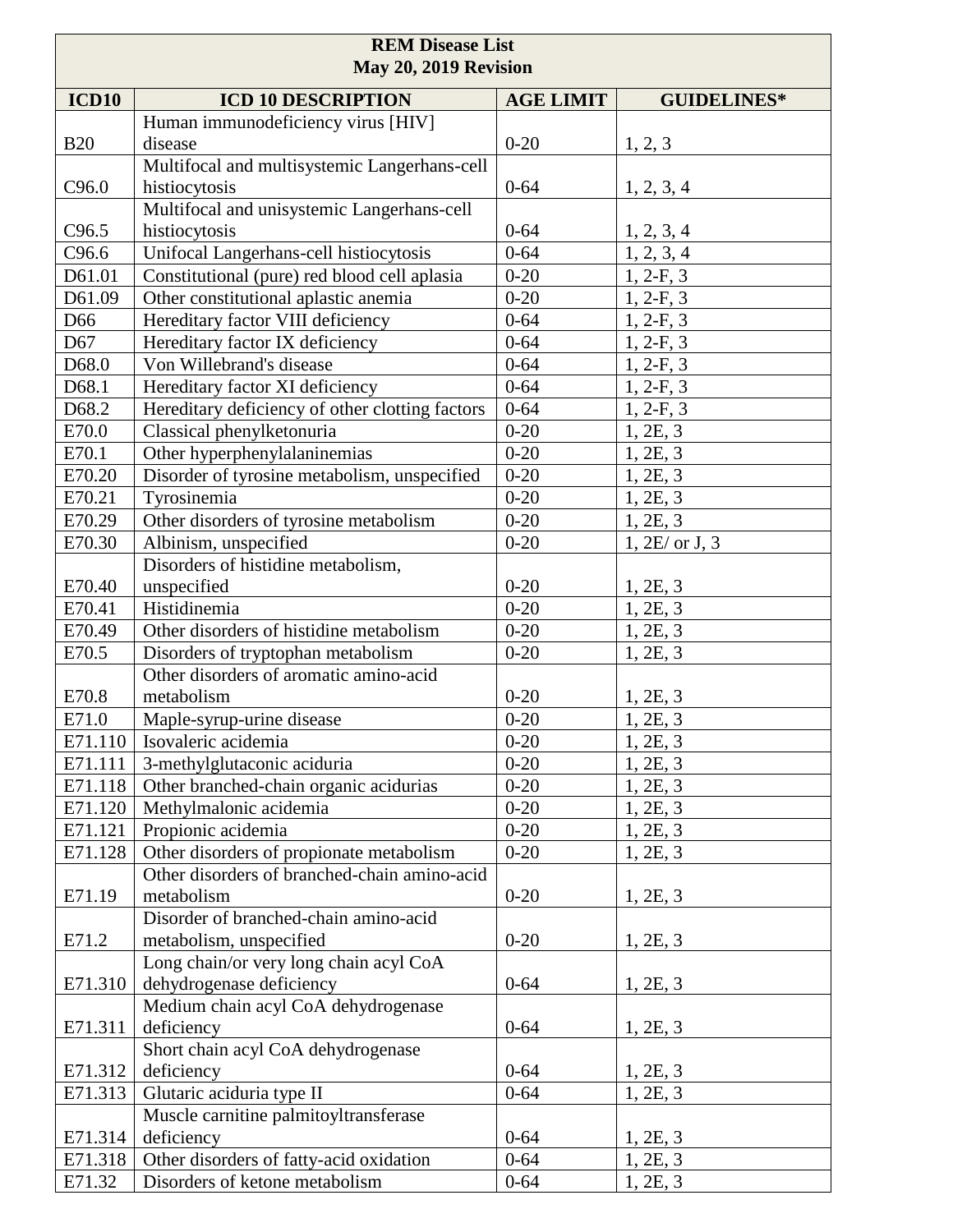| REM Disease List<br>May 20, 2019 Revision | | | |
|---|---|---|---|
| **ICD10** | **ICD 10 DESCRIPTION** | **AGE LIMIT** | **GUIDELINES*** |
| B20 | Human immunodeficiency virus [HIV] disease | 0-20 | 1, 2, 3 |
| C96.0 | Multifocal and multisystemic Langerhans-cell histiocytosis | 0-64 | 1, 2, 3, 4 |
| C96.5 | Multifocal and unisystemic Langerhans-cell histiocytosis | 0-64 | 1, 2, 3, 4 |
| C96.6 | Unifocal Langerhans-cell histiocytosis | 0-64 | 1, 2, 3, 4 |
| D61.01 | Constitutional (pure) red blood cell aplasia | 0-20 | 1, 2-F, 3 |
| D61.09 | Other constitutional aplastic anemia | 0-20 | 1, 2-F, 3 |
| D66 | Hereditary factor VIII deficiency | 0-64 | 1, 2-F, 3 |
| D67 | Hereditary factor IX deficiency | 0-64 | 1, 2-F, 3 |
| D68.0 | Von Willebrand's disease | 0-64 | 1, 2-F, 3 |
| D68.1 | Hereditary factor XI deficiency | 0-64 | 1, 2-F, 3 |
| D68.2 | Hereditary deficiency of other clotting factors | 0-64 | 1, 2-F, 3 |
| E70.0 | Classical phenylketonuria | 0-20 | 1, 2E, 3 |
| E70.1 | Other hyperphenylalaninemias | 0-20 | 1, 2E, 3 |
| E70.20 | Disorder of tyrosine metabolism, unspecified | 0-20 | 1, 2E, 3 |
| E70.21 | Tyrosinemia | 0-20 | 1, 2E, 3 |
| E70.29 | Other disorders of tyrosine metabolism | 0-20 | 1, 2E, 3 |
| E70.30 | Albinism, unspecified | 0-20 | 1, 2E/ or J, 3 |
| E70.40 | Disorders of histidine metabolism, unspecified | 0-20 | 1, 2E, 3 |
| E70.41 | Histidinemia | 0-20 | 1, 2E, 3 |
| E70.49 | Other disorders of histidine metabolism | 0-20 | 1, 2E, 3 |
| E70.5 | Disorders of tryptophan metabolism | 0-20 | 1, 2E, 3 |
| E70.8 | Other disorders of aromatic amino-acid metabolism | 0-20 | 1, 2E, 3 |
| E71.0 | Maple-syrup-urine disease | 0-20 | 1, 2E, 3 |
| E71.110 | Isovaleric acidemia | 0-20 | 1, 2E, 3 |
| E71.111 | 3-methylglutaconic aciduria | 0-20 | 1, 2E, 3 |
| E71.118 | Other branched-chain organic acidurias | 0-20 | 1, 2E, 3 |
| E71.120 | Methylmalonic acidemia | 0-20 | 1, 2E, 3 |
| E71.121 | Propionic acidemia | 0-20 | 1, 2E, 3 |
| E71.128 | Other disorders of propionate metabolism | 0-20 | 1, 2E, 3 |
| E71.19 | Other disorders of branched-chain amino-acid metabolism | 0-20 | 1, 2E, 3 |
| E71.2 | Disorder of branched-chain amino-acid metabolism, unspecified | 0-20 | 1, 2E, 3 |
| E71.310 | Long chain/or very long chain acyl CoA dehydrogenase deficiency | 0-64 | 1, 2E, 3 |
| E71.311 | Medium chain acyl CoA dehydrogenase deficiency | 0-64 | 1, 2E, 3 |
| E71.312 | Short chain acyl CoA dehydrogenase deficiency | 0-64 | 1, 2E, 3 |
| E71.313 | Glutaric aciduria type II | 0-64 | 1, 2E, 3 |
| E71.314 | Muscle carnitine palmitoyltransferase deficiency | 0-64 | 1, 2E, 3 |
| E71.318 | Other disorders of fatty-acid oxidation | 0-64 | 1, 2E, 3 |
| E71.32 | Disorders of ketone metabolism | 0-64 | 1, 2E, 3 |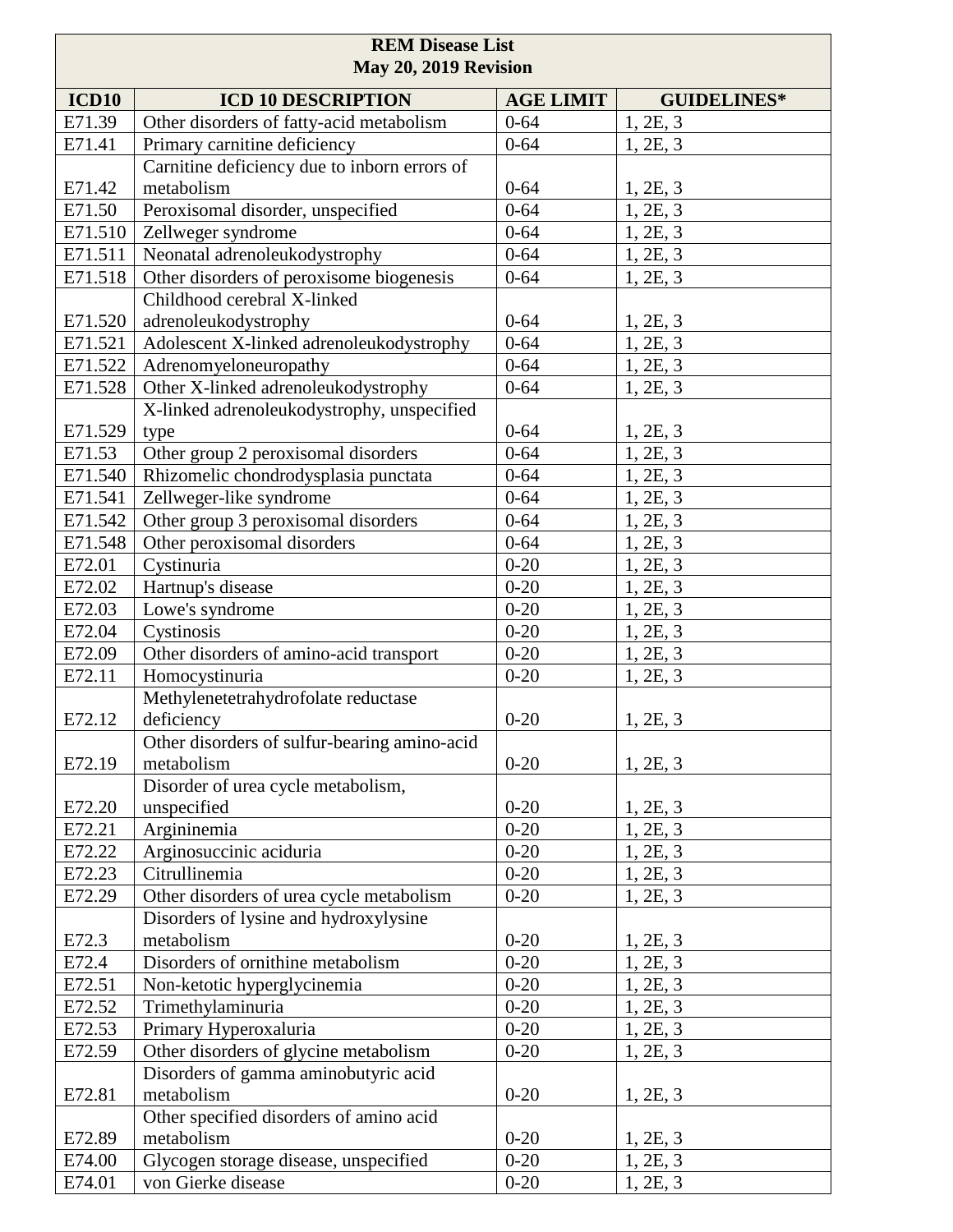| REM Disease List<br>May 20, 2019 Revision | | | |
|---|---|---|---|
| **ICD10** | **ICD 10 DESCRIPTION** | **AGE LIMIT** | **GUIDELINES*** |
| E71.39 | Other disorders of fatty-acid metabolism | 0-64 | 1, 2E, 3 |
| E71.41 | Primary carnitine deficiency | 0-64 | 1, 2E, 3 |
| E71.42 | Carnitine deficiency due to inborn errors of metabolism | 0-64 | 1, 2E, 3 |
| E71.50 | Peroxisomal disorder, unspecified | 0-64 | 1, 2E, 3 |
| E71.510 | Zellweger syndrome | 0-64 | 1, 2E, 3 |
| E71.511 | Neonatal adrenoleukodystrophy | 0-64 | 1, 2E, 3 |
| E71.518 | Other disorders of peroxisome biogenesis | 0-64 | 1, 2E, 3 |
| E71.520 | Childhood cerebral X-linked adrenoleukodystrophy | 0-64 | 1, 2E, 3 |
| E71.521 | Adolescent X-linked adrenoleukodystrophy | 0-64 | 1, 2E, 3 |
| E71.522 | Adrenomyeloneuropathy | 0-64 | 1, 2E, 3 |
| E71.528 | Other X-linked adrenoleukodystrophy | 0-64 | 1, 2E, 3 |
| E71.529 | X-linked adrenoleukodystrophy, unspecified type | 0-64 | 1, 2E, 3 |
| E71.53 | Other group 2 peroxisomal disorders | 0-64 | 1, 2E, 3 |
| E71.540 | Rhizomelic chondrodysplasia punctata | 0-64 | 1, 2E, 3 |
| E71.541 | Zellweger-like syndrome | 0-64 | 1, 2E, 3 |
| E71.542 | Other group 3 peroxisomal disorders | 0-64 | 1, 2E, 3 |
| E71.548 | Other peroxisomal disorders | 0-64 | 1, 2E, 3 |
| E72.01 | Cystinuria | 0-20 | 1, 2E, 3 |
| E72.02 | Hartnup's disease | 0-20 | 1, 2E, 3 |
| E72.03 | Lowe's syndrome | 0-20 | 1, 2E, 3 |
| E72.04 | Cystinosis | 0-20 | 1, 2E, 3 |
| E72.09 | Other disorders of amino-acid transport | 0-20 | 1, 2E, 3 |
| E72.11 | Homocystinuria | 0-20 | 1, 2E, 3 |
| E72.12 | Methylenetetrahydrofolate reductase deficiency | 0-20 | 1, 2E, 3 |
| E72.19 | Other disorders of sulfur-bearing amino-acid metabolism | 0-20 | 1, 2E, 3 |
| E72.20 | Disorder of urea cycle metabolism, unspecified | 0-20 | 1, 2E, 3 |
| E72.21 | Argininemia | 0-20 | 1, 2E, 3 |
| E72.22 | Arginosuccinic aciduria | 0-20 | 1, 2E, 3 |
| E72.23 | Citrullinemia | 0-20 | 1, 2E, 3 |
| E72.29 | Other disorders of urea cycle metabolism | 0-20 | 1, 2E, 3 |
| E72.3 | Disorders of lysine and hydroxylysine metabolism | 0-20 | 1, 2E, 3 |
| E72.4 | Disorders of ornithine metabolism | 0-20 | 1, 2E, 3 |
| E72.51 | Non-ketotic hyperglycinemia | 0-20 | 1, 2E, 3 |
| E72.52 | Trimethylaminuria | 0-20 | 1, 2E, 3 |
| E72.53 | Primary Hyperoxaluria | 0-20 | 1, 2E, 3 |
| E72.59 | Other disorders of glycine metabolism | 0-20 | 1, 2E, 3 |
| E72.81 | Disorders of gamma aminobutyric acid metabolism | 0-20 | 1, 2E, 3 |
| E72.89 | Other specified disorders of amino acid metabolism | 0-20 | 1, 2E, 3 |
| E74.00 | Glycogen storage disease, unspecified | 0-20 | 1, 2E, 3 |
| E74.01 | von Gierke disease | 0-20 | 1, 2E, 3 |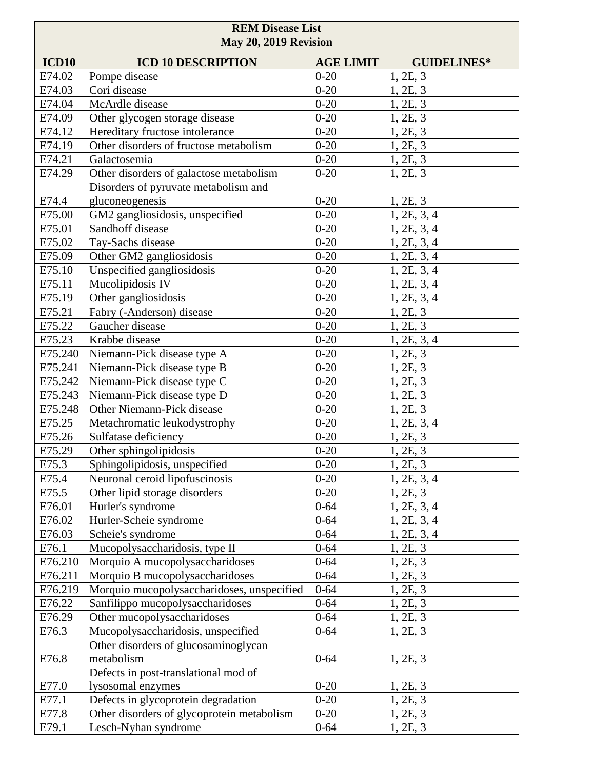| REM Disease List<br>May 20, 2019 Revision | | | |
|---|---|---|---|
| **ICD10** | **ICD 10 DESCRIPTION** | **AGE LIMIT** | **GUIDELINES*** |
| E74.02 | Pompe disease | 0-20 | 1, 2E, 3 |
| E74.03 | Cori disease | 0-20 | 1, 2E, 3 |
| E74.04 | McArdle disease | 0-20 | 1, 2E, 3 |
| E74.09 | Other glycogen storage disease | 0-20 | 1, 2E, 3 |
| E74.12 | Hereditary fructose intolerance | 0-20 | 1, 2E, 3 |
| E74.19 | Other disorders of fructose metabolism | 0-20 | 1, 2E, 3 |
| E74.21 | Galactosemia | 0-20 | 1, 2E, 3 |
| E74.29 | Other disorders of galactose metabolism | 0-20 | 1, 2E, 3 |
| E74.4 | Disorders of pyruvate metabolism and gluconeogenesis | 0-20 | 1, 2E, 3 |
| E75.00 | GM2 gangliosidosis, unspecified | 0-20 | 1, 2E, 3, 4 |
| E75.01 | Sandhoff disease | 0-20 | 1, 2E, 3, 4 |
| E75.02 | Tay-Sachs disease | 0-20 | 1, 2E, 3, 4 |
| E75.09 | Other GM2 gangliosidosis | 0-20 | 1, 2E, 3, 4 |
| E75.10 | Unspecified gangliosidosis | 0-20 | 1, 2E, 3, 4 |
| E75.11 | Mucolipidosis IV | 0-20 | 1, 2E, 3, 4 |
| E75.19 | Other gangliosidosis | 0-20 | 1, 2E, 3, 4 |
| E75.21 | Fabry (-Anderson) disease | 0-20 | 1, 2E, 3 |
| E75.22 | Gaucher disease | 0-20 | 1, 2E, 3 |
| E75.23 | Krabbe disease | 0-20 | 1, 2E, 3, 4 |
| E75.240 | Niemann-Pick disease type A | 0-20 | 1, 2E, 3 |
| E75.241 | Niemann-Pick disease type B | 0-20 | 1, 2E, 3 |
| E75.242 | Niemann-Pick disease type C | 0-20 | 1, 2E, 3 |
| E75.243 | Niemann-Pick disease type D | 0-20 | 1, 2E, 3 |
| E75.248 | Other Niemann-Pick disease | 0-20 | 1, 2E, 3 |
| E75.25 | Metachromatic leukodystrophy | 0-20 | 1, 2E, 3, 4 |
| E75.26 | Sulfatase deficiency | 0-20 | 1, 2E, 3 |
| E75.29 | Other sphingolipidosis | 0-20 | 1, 2E, 3 |
| E75.3 | Sphingolipidosis, unspecified | 0-20 | 1, 2E, 3 |
| E75.4 | Neuronal ceroid lipofuscinosis | 0-20 | 1, 2E, 3, 4 |
| E75.5 | Other lipid storage disorders | 0-20 | 1, 2E, 3 |
| E76.01 | Hurler's syndrome | 0-64 | 1, 2E, 3, 4 |
| E76.02 | Hurler-Scheie syndrome | 0-64 | 1, 2E, 3, 4 |
| E76.03 | Scheie's syndrome | 0-64 | 1, 2E, 3, 4 |
| E76.1 | Mucopolysaccharidosis, type II | 0-64 | 1, 2E, 3 |
| E76.210 | Morquio A mucopolysaccharidoses | 0-64 | 1, 2E, 3 |
| E76.211 | Morquio B mucopolysaccharidoses | 0-64 | 1, 2E, 3 |
| E76.219 | Morquio mucopolysaccharidoses, unspecified | 0-64 | 1, 2E, 3 |
| E76.22 | Sanfilippo mucopolysaccharidoses | 0-64 | 1, 2E, 3 |
| E76.29 | Other mucopolysaccharidoses | 0-64 | 1, 2E, 3 |
| E76.3 | Mucopolysaccharidosis, unspecified | 0-64 | 1, 2E, 3 |
| E76.8 | Other disorders of glucosaminoglycan metabolism | 0-64 | 1, 2E, 3 |
| E77.0 | Defects in post-translational mod of lysosomal enzymes | 0-20 | 1, 2E, 3 |
| E77.1 | Defects in glycoprotein degradation | 0-20 | 1, 2E, 3 |
| E77.8 | Other disorders of glycoprotein metabolism | 0-20 | 1, 2E, 3 |
| E79.1 | Lesch-Nyhan syndrome | 0-64 | 1, 2E, 3 |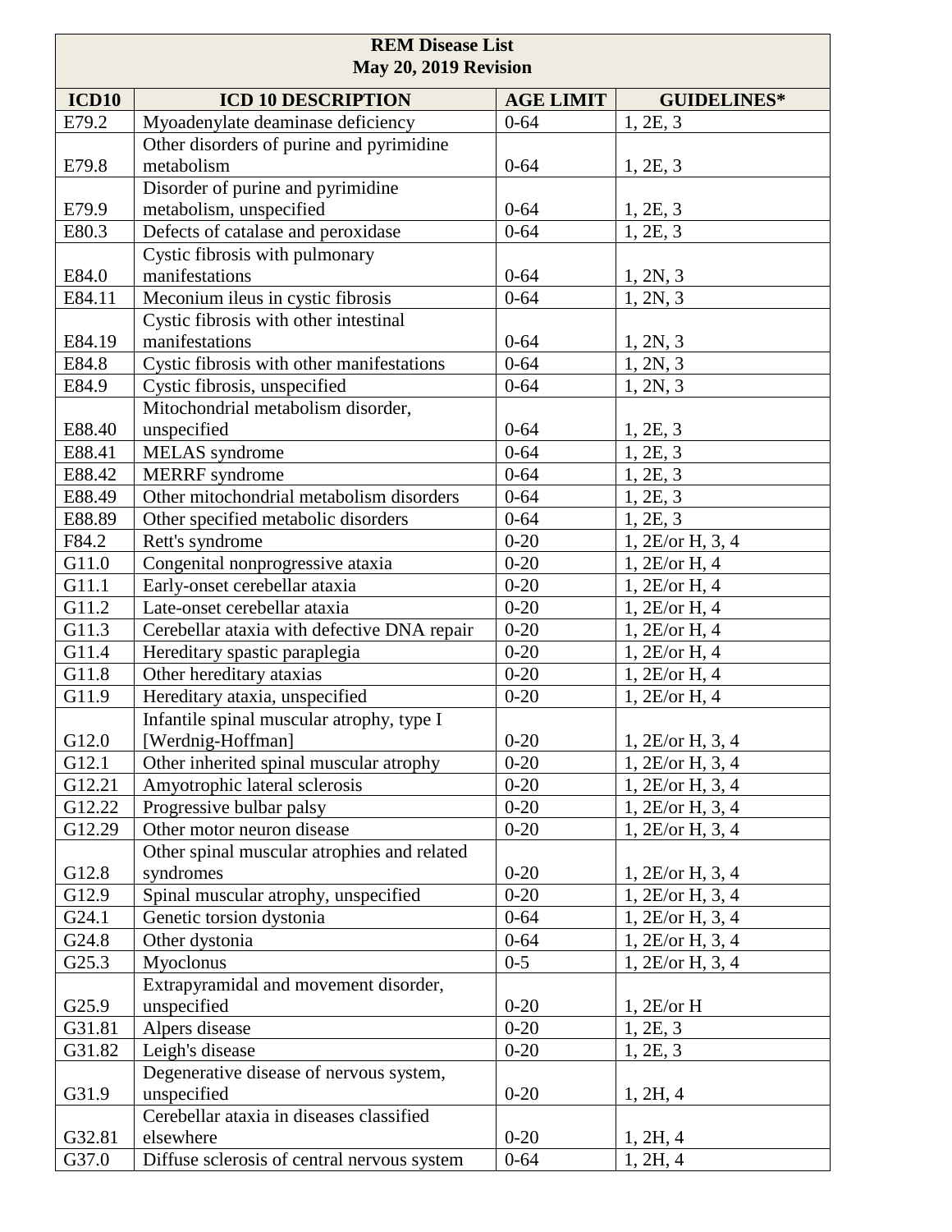| REM Disease List<br>May 20, 2019 Revision | | | |
|---|---|---|---|
| **ICD10** | **ICD 10 DESCRIPTION** | **AGE LIMIT** | **GUIDELINES*** |
| E79.2 | Myoadenylate deaminase deficiency | 0-64 | 1, 2E, 3 |
| E79.8 | Other disorders of purine and pyrimidine metabolism | 0-64 | 1, 2E, 3 |
| E79.9 | Disorder of purine and pyrimidine metabolism, unspecified | 0-64 | 1, 2E, 3 |
| E80.3 | Defects of catalase and peroxidase | 0-64 | 1, 2E, 3 |
| E84.0 | Cystic fibrosis with pulmonary manifestations | 0-64 | 1, 2N, 3 |
| E84.11 | Meconium ileus in cystic fibrosis | 0-64 | 1, 2N, 3 |
| E84.19 | Cystic fibrosis with other intestinal manifestations | 0-64 | 1, 2N, 3 |
| E84.8 | Cystic fibrosis with other manifestations | 0-64 | 1, 2N, 3 |
| E84.9 | Cystic fibrosis, unspecified | 0-64 | 1, 2N, 3 |
| E88.40 | Mitochondrial metabolism disorder, unspecified | 0-64 | 1, 2E, 3 |
| E88.41 | MELAS syndrome | 0-64 | 1, 2E, 3 |
| E88.42 | MERRF syndrome | 0-64 | 1, 2E, 3 |
| E88.49 | Other mitochondrial metabolism disorders | 0-64 | 1, 2E, 3 |
| E88.89 | Other specified metabolic disorders | 0-64 | 1, 2E, 3 |
| F84.2 | Rett's syndrome | 0-20 | 1, 2E/or H, 3, 4 |
| G11.0 | Congenital nonprogressive ataxia | 0-20 | 1, 2E/or H, 4 |
| G11.1 | Early-onset cerebellar ataxia | 0-20 | 1, 2E/or H, 4 |
| G11.2 | Late-onset cerebellar ataxia | 0-20 | 1, 2E/or H, 4 |
| G11.3 | Cerebellar ataxia with defective DNA repair | 0-20 | 1, 2E/or H, 4 |
| G11.4 | Hereditary spastic paraplegia | 0-20 | 1, 2E/or H, 4 |
| G11.8 | Other hereditary ataxias | 0-20 | 1, 2E/or H, 4 |
| G11.9 | Hereditary ataxia, unspecified | 0-20 | 1, 2E/or H, 4 |
| G12.0 | Infantile spinal muscular atrophy, type I [Werdnig-Hoffman] | 0-20 | 1, 2E/or H, 3, 4 |
| G12.1 | Other inherited spinal muscular atrophy | 0-20 | 1, 2E/or H, 3, 4 |
| G12.21 | Amyotrophic lateral sclerosis | 0-20 | 1, 2E/or H, 3, 4 |
| G12.22 | Progressive bulbar palsy | 0-20 | 1, 2E/or H, 3, 4 |
| G12.29 | Other motor neuron disease | 0-20 | 1, 2E/or H, 3, 4 |
| G12.8 | Other spinal muscular atrophies and related syndromes | 0-20 | 1, 2E/or H, 3, 4 |
| G12.9 | Spinal muscular atrophy, unspecified | 0-20 | 1, 2E/or H, 3, 4 |
| G24.1 | Genetic torsion dystonia | 0-64 | 1, 2E/or H, 3, 4 |
| G24.8 | Other dystonia | 0-64 | 1, 2E/or H, 3, 4 |
| G25.3 | Myoclonus | 0-5 | 1, 2E/or H, 3, 4 |
| G25.9 | Extrapyramidal and movement disorder, unspecified | 0-20 | 1, 2E/or H |
| G31.81 | Alpers disease | 0-20 | 1, 2E, 3 |
| G31.82 | Leigh's disease | 0-20 | 1, 2E, 3 |
| G31.9 | Degenerative disease of nervous system, unspecified | 0-20 | 1, 2H, 4 |
| G32.81 | Cerebellar ataxia in diseases classified elsewhere | 0-20 | 1, 2H, 4 |
| G37.0 | Diffuse sclerosis of central nervous system | 0-64 | 1, 2H, 4 |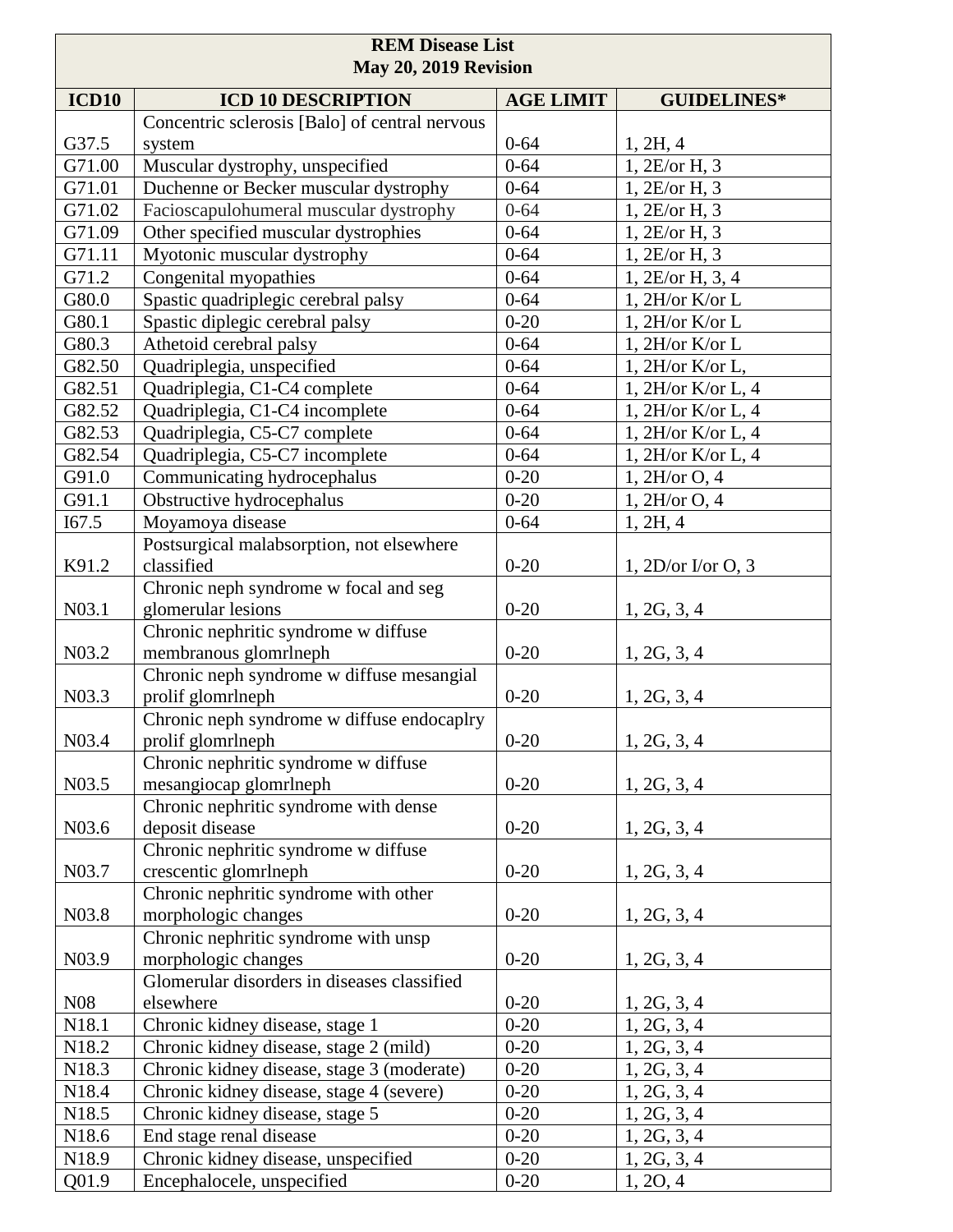| REM Disease List May 20, 2019 Revision | | | |
|---|---|---|---|
| **ICD10** | **ICD 10 DESCRIPTION** | **AGE LIMIT** | **GUIDELINES*** |
| G37.5 | Concentric sclerosis [Balo] of central nervous system | 0-64 | 1, 2H, 4 |
| G71.00 | Muscular dystrophy, unspecified | 0-64 | 1, 2E/or H, 3 |
| G71.01 | Duchenne or Becker muscular dystrophy | 0-64 | 1, 2E/or H, 3 |
| G71.02 | Facioscapulohumeral muscular dystrophy | 0-64 | 1, 2E/or H, 3 |
| G71.09 | Other specified muscular dystrophies | 0-64 | 1, 2E/or H, 3 |
| G71.11 | Myotonic muscular dystrophy | 0-64 | 1, 2E/or H, 3 |
| G71.2 | Congenital myopathies | 0-64 | 1, 2E/or H, 3, 4 |
| G80.0 | Spastic quadriplegic cerebral palsy | 0-64 | 1, 2H/or K/or L |
| G80.1 | Spastic diplegic cerebral palsy | 0-20 | 1, 2H/or K/or L |
| G80.3 | Athetoid cerebral palsy | 0-64 | 1, 2H/or K/or L |
| G82.50 | Quadriplegia, unspecified | 0-64 | 1, 2H/or K/or L, |
| G82.51 | Quadriplegia, C1-C4 complete | 0-64 | 1, 2H/or K/or L, 4 |
| G82.52 | Quadriplegia, C1-C4 incomplete | 0-64 | 1, 2H/or K/or L, 4 |
| G82.53 | Quadriplegia, C5-C7 complete | 0-64 | 1, 2H/or K/or L, 4 |
| G82.54 | Quadriplegia, C5-C7 incomplete | 0-64 | 1, 2H/or K/or L, 4 |
| G91.0 | Communicating hydrocephalus | 0-20 | 1, 2H/or O, 4 |
| G91.1 | Obstructive hydrocephalus | 0-20 | 1, 2H/or O, 4 |
| I67.5 | Moyamoya disease | 0-64 | 1, 2H, 4 |
| K91.2 | Postsurgical malabsorption, not elsewhere classified | 0-20 | 1, 2D/or I/or O, 3 |
| N03.1 | Chronic neph syndrome w focal and seg glomerular lesions | 0-20 | 1, 2G, 3, 4 |
| N03.2 | Chronic nephritic syndrome w diffuse membranous glomrlneph | 0-20 | 1, 2G, 3, 4 |
| N03.3 | Chronic neph syndrome w diffuse mesangial prolif glomrlneph | 0-20 | 1, 2G, 3, 4 |
| N03.4 | Chronic neph syndrome w diffuse endocaplry prolif glomrlneph | 0-20 | 1, 2G, 3, 4 |
| N03.5 | Chronic nephritic syndrome w diffuse mesangiocap glomrlneph | 0-20 | 1, 2G, 3, 4 |
| N03.6 | Chronic nephritic syndrome with dense deposit disease | 0-20 | 1, 2G, 3, 4 |
| N03.7 | Chronic nephritic syndrome w diffuse crescentic glomrlneph | 0-20 | 1, 2G, 3, 4 |
| N03.8 | Chronic nephritic syndrome with other morphologic changes | 0-20 | 1, 2G, 3, 4 |
| N03.9 | Chronic nephritic syndrome with unsp morphologic changes | 0-20 | 1, 2G, 3, 4 |
| N08 | Glomerular disorders in diseases classified elsewhere | 0-20 | 1, 2G, 3, 4 |
| N18.1 | Chronic kidney disease, stage 1 | 0-20 | 1, 2G, 3, 4 |
| N18.2 | Chronic kidney disease, stage 2 (mild) | 0-20 | 1, 2G, 3, 4 |
| N18.3 | Chronic kidney disease, stage 3 (moderate) | 0-20 | 1, 2G, 3, 4 |
| N18.4 | Chronic kidney disease, stage 4 (severe) | 0-20 | 1, 2G, 3, 4 |
| N18.5 | Chronic kidney disease, stage 5 | 0-20 | 1, 2G, 3, 4 |
| N18.6 | End stage renal disease | 0-20 | 1, 2G, 3, 4 |
| N18.9 | Chronic kidney disease, unspecified | 0-20 | 1, 2G, 3, 4 |
| Q01.9 | Encephalocele, unspecified | 0-20 | 1, 2O, 4 |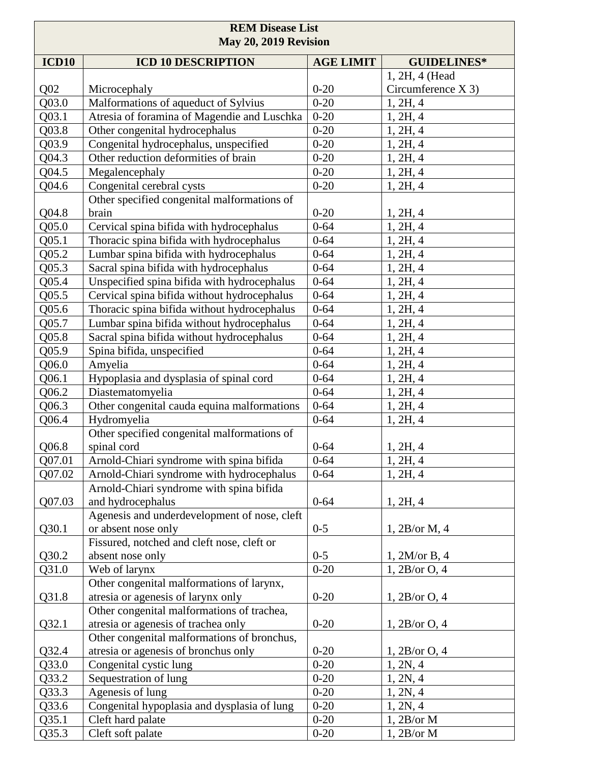| REM Disease List May 20, 2019 Revision | | | |
|---|---|---|---|
| **ICD10** | **ICD 10 DESCRIPTION** | **AGE LIMIT** | **GUIDELINES*** |
| Q02 | Microcephaly | 0-20 | 1, 2H, 4 (Head Circumference X 3) |
| Q03.0 | Malformations of aqueduct of Sylvius | 0-20 | 1, 2H, 4 |
| Q03.1 | Atresia of foramina of Magendie and Luschka | 0-20 | 1, 2H, 4 |
| Q03.8 | Other congenital hydrocephalus | 0-20 | 1, 2H, 4 |
| Q03.9 | Congenital hydrocephalus, unspecified | 0-20 | 1, 2H, 4 |
| Q04.3 | Other reduction deformities of brain | 0-20 | 1, 2H, 4 |
| Q04.5 | Megalencephaly | 0-20 | 1, 2H, 4 |
| Q04.6 | Congenital cerebral cysts | 0-20 | 1, 2H, 4 |
| Q04.8 | Other specified congenital malformations of brain | 0-20 | 1, 2H, 4 |
| Q05.0 | Cervical spina bifida with hydrocephalus | 0-64 | 1, 2H, 4 |
| Q05.1 | Thoracic spina bifida with hydrocephalus | 0-64 | 1, 2H, 4 |
| Q05.2 | Lumbar spina bifida with hydrocephalus | 0-64 | 1, 2H, 4 |
| Q05.3 | Sacral spina bifida with hydrocephalus | 0-64 | 1, 2H, 4 |
| Q05.4 | Unspecified spina bifida with hydrocephalus | 0-64 | 1, 2H, 4 |
| Q05.5 | Cervical spina bifida without hydrocephalus | 0-64 | 1, 2H, 4 |
| Q05.6 | Thoracic spina bifida without hydrocephalus | 0-64 | 1, 2H, 4 |
| Q05.7 | Lumbar spina bifida without hydrocephalus | 0-64 | 1, 2H, 4 |
| Q05.8 | Sacral spina bifida without hydrocephalus | 0-64 | 1, 2H, 4 |
| Q05.9 | Spina bifida, unspecified | 0-64 | 1, 2H, 4 |
| Q06.0 | Amyelia | 0-64 | 1, 2H, 4 |
| Q06.1 | Hypoplasia and dysplasia of spinal cord | 0-64 | 1, 2H, 4 |
| Q06.2 | Diastematomyelia | 0-64 | 1, 2H, 4 |
| Q06.3 | Other congenital cauda equina malformations | 0-64 | 1, 2H, 4 |
| Q06.4 | Hydromyelia | 0-64 | 1, 2H, 4 |
| Q06.8 | Other specified congenital malformations of spinal cord | 0-64 | 1, 2H, 4 |
| Q07.01 | Arnold-Chiari syndrome with spina bifida | 0-64 | 1, 2H, 4 |
| Q07.02 | Arnold-Chiari syndrome with hydrocephalus | 0-64 | 1, 2H, 4 |
| Q07.03 | Arnold-Chiari syndrome with spina bifida and hydrocephalus | 0-64 | 1, 2H, 4 |
| Q30.1 | Agenesis and underdevelopment of nose, cleft or absent nose only | 0-5 | 1, 2B/or M, 4 |
| Q30.2 | Fissured, notched and cleft nose, cleft or absent nose only | 0-5 | 1, 2M/or B, 4 |
| Q31.0 | Web of larynx | 0-20 | 1, 2B/or O, 4 |
| Q31.8 | Other congenital malformations of larynx, atresia or agenesis of larynx only | 0-20 | 1, 2B/or O, 4 |
| Q32.1 | Other congenital malformations of trachea, atresia or agenesis of trachea only | 0-20 | 1, 2B/or O, 4 |
| Q32.4 | Other congenital malformations of bronchus, atresia or agenesis of bronchus only | 0-20 | 1, 2B/or O, 4 |
| Q33.0 | Congenital cystic lung | 0-20 | 1, 2N, 4 |
| Q33.2 | Sequestration of lung | 0-20 | 1, 2N, 4 |
| Q33.3 | Agenesis of lung | 0-20 | 1, 2N, 4 |
| Q33.6 | Congenital hypoplasia and dysplasia of lung | 0-20 | 1, 2N, 4 |
| Q35.1 | Cleft hard palate | 0-20 | 1, 2B/or M |
| Q35.3 | Cleft soft palate | 0-20 | 1, 2B/or M |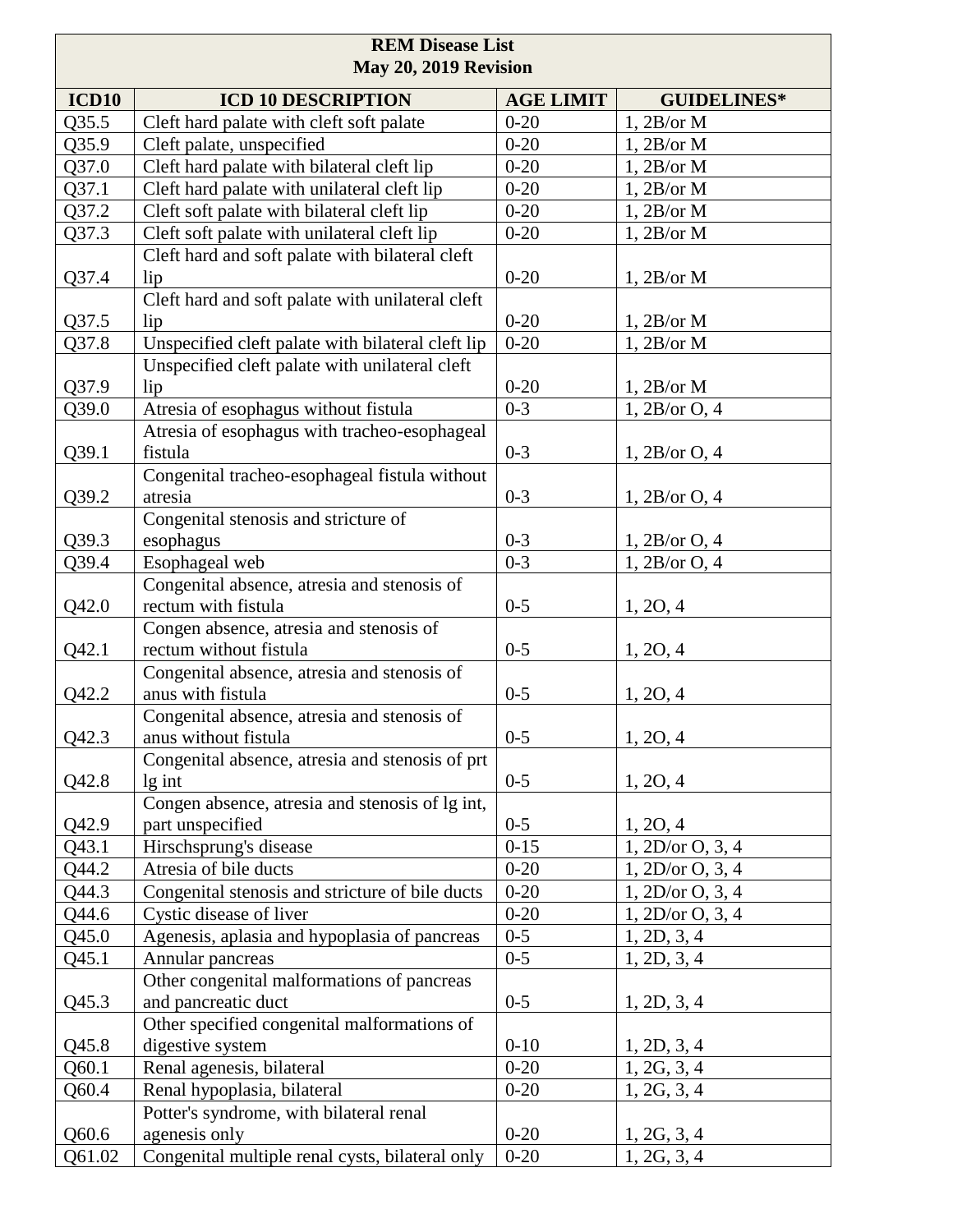| REM Disease List<br>May 20, 2019 Revision | | | |
|---|---|---|---|
| **ICD10** | **ICD 10 DESCRIPTION** | **AGE LIMIT** | **GUIDELINES*** |
| Q35.5 | Cleft hard palate with cleft soft palate | 0-20 | 1, 2B/or M |
| Q35.9 | Cleft palate, unspecified | 0-20 | 1, 2B/or M |
| Q37.0 | Cleft hard palate with bilateral cleft lip | 0-20 | 1, 2B/or M |
| Q37.1 | Cleft hard palate with unilateral cleft lip | 0-20 | 1, 2B/or M |
| Q37.2 | Cleft soft palate with bilateral cleft lip | 0-20 | 1, 2B/or M |
| Q37.3 | Cleft soft palate with unilateral cleft lip | 0-20 | 1, 2B/or M |
| Q37.4 | Cleft hard and soft palate with bilateral cleft lip | 0-20 | 1, 2B/or M |
| Q37.5 | Cleft hard and soft palate with unilateral cleft lip | 0-20 | 1, 2B/or M |
| Q37.8 | Unspecified cleft palate with bilateral cleft lip | 0-20 | 1, 2B/or M |
| Q37.9 | Unspecified cleft palate with unilateral cleft lip | 0-20 | 1, 2B/or M |
| Q39.0 | Atresia of esophagus without fistula | 0-3 | 1, 2B/or O, 4 |
| Q39.1 | Atresia of esophagus with tracheo-esophageal fistula | 0-3 | 1, 2B/or O, 4 |
| Q39.2 | Congenital tracheo-esophageal fistula without atresia | 0-3 | 1, 2B/or O, 4 |
| Q39.3 | Congenital stenosis and stricture of esophagus | 0-3 | 1, 2B/or O, 4 |
| Q39.4 | Esophageal web | 0-3 | 1, 2B/or O, 4 |
| Q42.0 | Congenital absence, atresia and stenosis of rectum with fistula | 0-5 | 1, 2O, 4 |
| Q42.1 | Congen absence, atresia and stenosis of rectum without fistula | 0-5 | 1, 2O, 4 |
| Q42.2 | Congenital absence, atresia and stenosis of anus with fistula | 0-5 | 1, 2O, 4 |
| Q42.3 | Congenital absence, atresia and stenosis of anus without fistula | 0-5 | 1, 2O, 4 |
| Q42.8 | Congenital absence, atresia and stenosis of prt lg int | 0-5 | 1, 2O, 4 |
| Q42.9 | Congen absence, atresia and stenosis of lg int, part unspecified | 0-5 | 1, 2O, 4 |
| Q43.1 | Hirschsprung's disease | 0-15 | 1, 2D/or O, 3, 4 |
| Q44.2 | Atresia of bile ducts | 0-20 | 1, 2D/or O, 3, 4 |
| Q44.3 | Congenital stenosis and stricture of bile ducts | 0-20 | 1, 2D/or O, 3, 4 |
| Q44.6 | Cystic disease of liver | 0-20 | 1, 2D/or O, 3, 4 |
| Q45.0 | Agenesis, aplasia and hypoplasia of pancreas | 0-5 | 1, 2D, 3, 4 |
| Q45.1 | Annular pancreas | 0-5 | 1, 2D, 3, 4 |
| Q45.3 | Other congenital malformations of pancreas and pancreatic duct | 0-5 | 1, 2D, 3, 4 |
| Q45.8 | Other specified congenital malformations of digestive system | 0-10 | 1, 2D, 3, 4 |
| Q60.1 | Renal agenesis, bilateral | 0-20 | 1, 2G, 3, 4 |
| Q60.4 | Renal hypoplasia, bilateral | 0-20 | 1, 2G, 3, 4 |
| Q60.6 | Potter's syndrome, with bilateral renal agenesis only | 0-20 | 1, 2G, 3, 4 |
| Q61.02 | Congenital multiple renal cysts, bilateral only | 0-20 | 1, 2G, 3, 4 |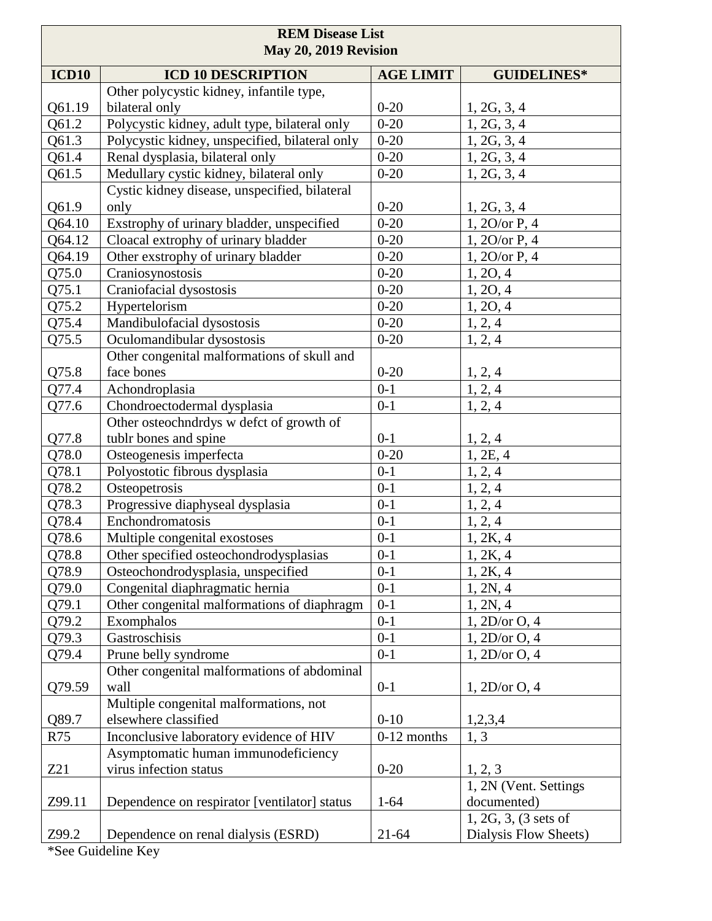| REM Disease List May 20, 2019 Revision | | | |
|---|---|---|---|
| **ICD10** | **ICD 10 DESCRIPTION** | **AGE LIMIT** | **GUIDELINES*** |
| Q61.19 | Other polycystic kidney, infantile type, bilateral only | 0-20 | 1, 2G, 3, 4 |
| Q61.2 | Polycystic kidney, adult type, bilateral only | 0-20 | 1, 2G, 3, 4 |
| Q61.3 | Polycystic kidney, unspecified, bilateral only | 0-20 | 1, 2G, 3, 4 |
| Q61.4 | Renal dysplasia, bilateral only | 0-20 | 1, 2G, 3, 4 |
| Q61.5 | Medullary cystic kidney, bilateral only | 0-20 | 1, 2G, 3, 4 |
| Q61.9 | Cystic kidney disease, unspecified, bilateral only | 0-20 | 1, 2G, 3, 4 |
| Q64.10 | Exstrophy of urinary bladder, unspecified | 0-20 | 1, 2O/or P, 4 |
| Q64.12 | Cloacal extrophy of urinary bladder | 0-20 | 1, 2O/or P, 4 |
| Q64.19 | Other exstrophy of urinary bladder | 0-20 | 1, 2O/or P, 4 |
| Q75.0 | Craniosynostosis | 0-20 | 1, 2O, 4 |
| Q75.1 | Craniofacial dysostosis | 0-20 | 1, 2O, 4 |
| Q75.2 | Hypertelorism | 0-20 | 1, 2O, 4 |
| Q75.4 | Mandibulofacial dysostosis | 0-20 | 1, 2, 4 |
| Q75.5 | Oculomandibular dysostosis | 0-20 | 1, 2, 4 |
| Q75.8 | Other congenital malformations of skull and face bones | 0-20 | 1, 2, 4 |
| Q77.4 | Achondroplasia | 0-1 | 1, 2, 4 |
| Q77.6 | Chondroectodermal dysplasia | 0-1 | 1, 2, 4 |
| Q77.8 | Other osteochndrdys w defct of growth of tublr bones and spine | 0-1 | 1, 2, 4 |
| Q78.0 | Osteogenesis imperfecta | 0-20 | 1, 2E, 4 |
| Q78.1 | Polyostotic fibrous dysplasia | 0-1 | 1, 2, 4 |
| Q78.2 | Osteopetrosis | 0-1 | 1, 2, 4 |
| Q78.3 | Progressive diaphyseal dysplasia | 0-1 | 1, 2, 4 |
| Q78.4 | Enchondromatosis | 0-1 | 1, 2, 4 |
| Q78.6 | Multiple congenital exostoses | 0-1 | 1, 2K, 4 |
| Q78.8 | Other specified osteochondrodysplasias | 0-1 | 1, 2K, 4 |
| Q78.9 | Osteochondrodysplasia, unspecified | 0-1 | 1, 2K, 4 |
| Q79.0 | Congenital diaphragmatic hernia | 0-1 | 1, 2N, 4 |
| Q79.1 | Other congenital malformations of diaphragm | 0-1 | 1, 2N, 4 |
| Q79.2 | Exomphalos | 0-1 | 1, 2D/or O, 4 |
| Q79.3 | Gastroschisis | 0-1 | 1, 2D/or O, 4 |
| Q79.4 | Prune belly syndrome | 0-1 | 1, 2D/or O, 4 |
| Q79.59 | Other congenital malformations of abdominal wall | 0-1 | 1, 2D/or O, 4 |
| Q89.7 | Multiple congenital malformations, not elsewhere classified | 0-10 | 1,2,3,4 |
| R75 | Inconclusive laboratory evidence of HIV | 0-12 months | 1, 3 |
| Z21 | Asymptomatic human immunodeficiency virus infection status | 0-20 | 1, 2, 3 |
| Z99.11 | Dependence on respirator [ventilator] status | 1-64 | 1, 2N (Vent. Settings documented) |
| Z99.2 | Dependence on renal dialysis (ESRD) | 21-64 | 1, 2G, 3, (3 sets of Dialysis Flow Sheets) |

*See Guideline Key